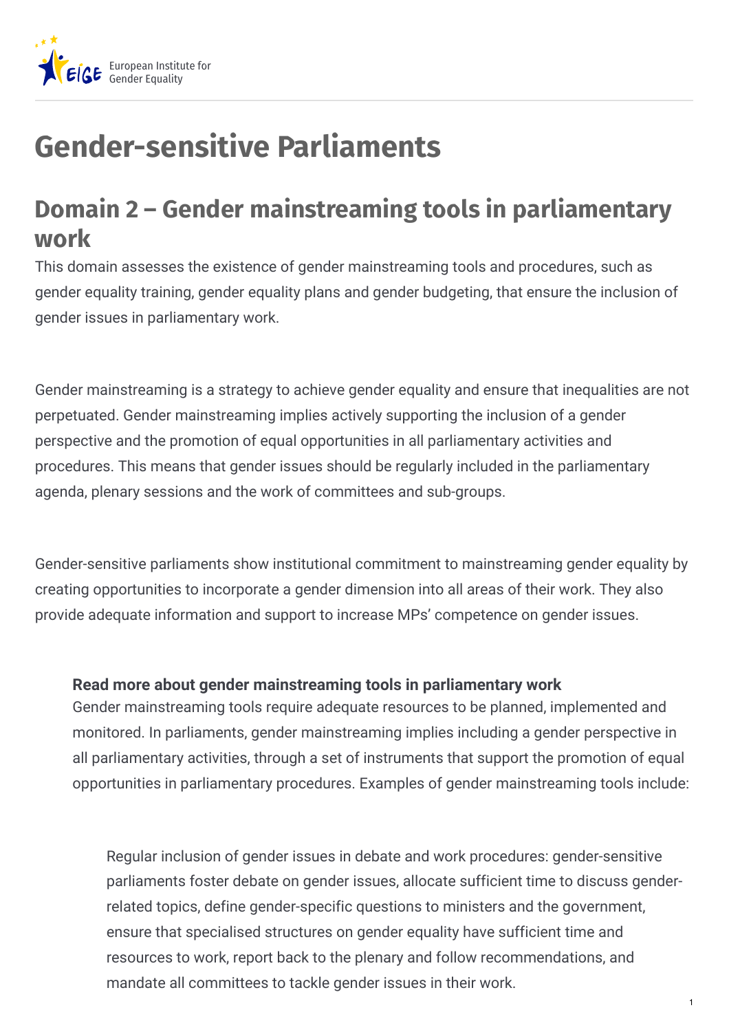European Institute for Gender Equality

# Gender-sensitive Parliaments

## Domain 2 – Gender mainstreaming tools in parliamentary work

This domain assesses the existence of gender mainstreaming tools and procedures, such as gender equality training, gender equality plans and gender budgeting, that ensure the inclusion of gender issues in parliamentary work.

Gender mainstreaming is a strategy to achieve gender equality and ensure that inequalities are not perpetuated. Gender mainstreaming implies actively supporting the inclusion of a gender perspective and the promotion of equal opportunities in all parliamentary activities and procedures. This means that gender issues should be regularly included in the parliamentary agenda, plenary sessions and the work of committees and sub-groups.

Gender-sensitive parliaments show institutional commitment to mainstreaming gender equality by creating opportunities to incorporate a gender dimension into all areas of their work. They also provide adequate information and support to increase MPs' competence on gender issues.

**Read more about gender mainstreaming tools in parliamentary work**

Gender mainstreaming tools require adequate resources to be planned, implemented and monitored. In parliaments, gender mainstreaming implies including a gender perspective in all parliamentary activities, through a set of instruments that support the promotion of equal opportunities in parliamentary procedures. Examples of gender mainstreaming tools include:

Regular inclusion of gender issues in debate and work procedures: gender-sensitive parliaments foster debate on gender issues, allocate sufficient time to discuss gender-related topics, define gender-specific questions to ministers and the government, ensure that specialised structures on gender equality have sufficient time and resources to work, report back to the plenary and follow recommendations, and mandate all committees to tackle gender issues in their work.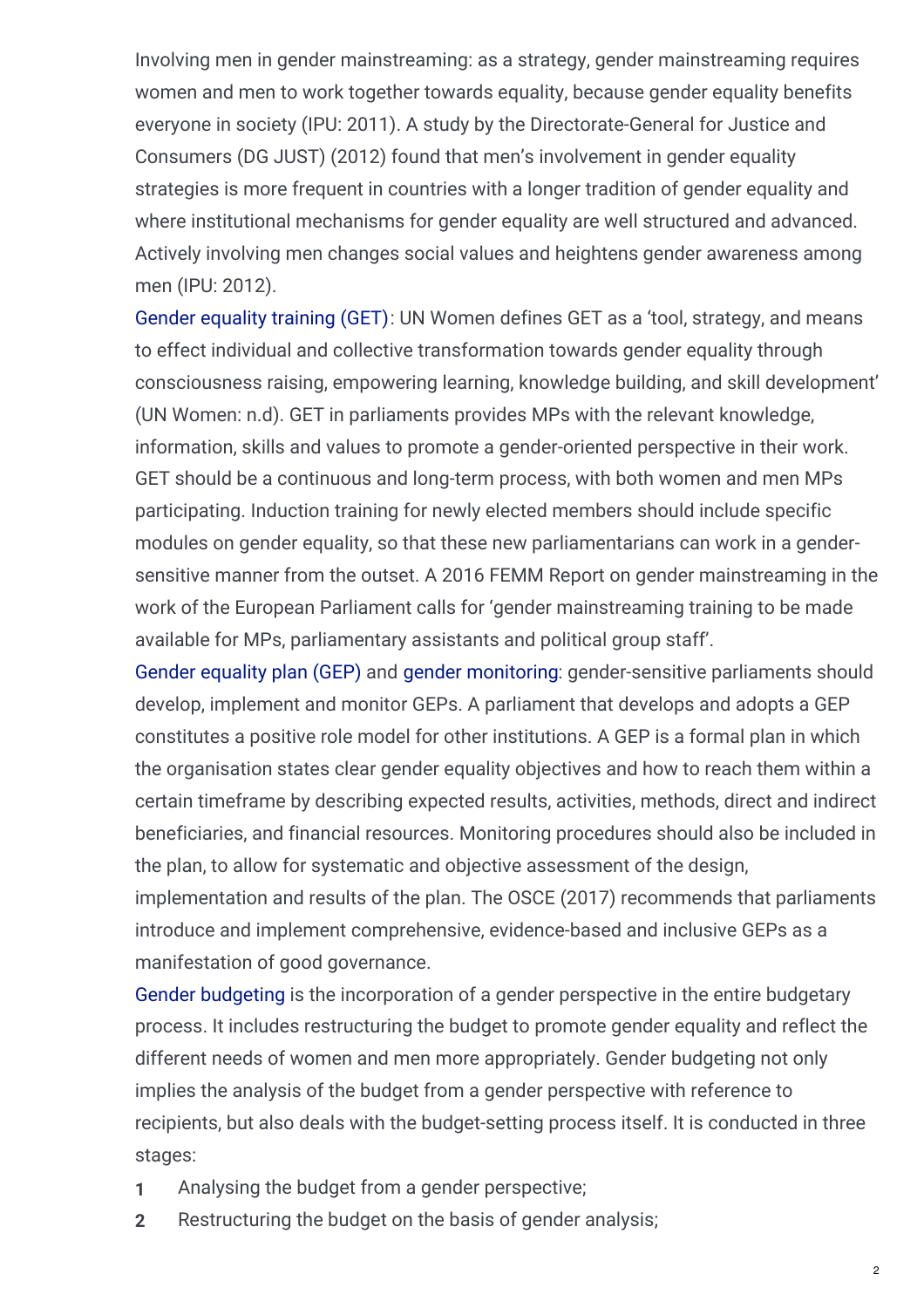Involving men in gender mainstreaming: as a strategy, gender mainstreaming requires women and men to work together towards equality, because gender equality benefits everyone in society (IPU: 2011). A study by the Directorate-General for Justice and Consumers (DG JUST) (2012) found that men's involvement in gender equality strategies is more frequent in countries with a longer tradition of gender equality and where institutional mechanisms for gender equality are well structured and advanced. Actively involving men changes social values and heightens gender awareness among men (IPU: 2012).

Gender equality training (GET): UN Women defines GET as a 'tool, strategy, and means to effect individual and collective transformation towards gender equality through consciousness raising, empowering learning, knowledge building, and skill development' (UN Women: n.d). GET in parliaments provides MPs with the relevant knowledge, information, skills and values to promote a gender-oriented perspective in their work. GET should be a continuous and long-term process, with both women and men MPs participating. Induction training for newly elected members should include specific modules on gender equality, so that these new parliamentarians can work in a gender-sensitive manner from the outset. A 2016 FEMM Report on gender mainstreaming in the work of the European Parliament calls for 'gender mainstreaming training to be made available for MPs, parliamentary assistants and political group staff'.

Gender equality plan (GEP) and gender monitoring: gender-sensitive parliaments should develop, implement and monitor GEPs. A parliament that develops and adopts a GEP constitutes a positive role model for other institutions. A GEP is a formal plan in which the organisation states clear gender equality objectives and how to reach them within a certain timeframe by describing expected results, activities, methods, direct and indirect beneficiaries, and financial resources. Monitoring procedures should also be included in the plan, to allow for systematic and objective assessment of the design, implementation and results of the plan. The OSCE (2017) recommends that parliaments introduce and implement comprehensive, evidence-based and inclusive GEPs as a manifestation of good governance.

Gender budgeting is the incorporation of a gender perspective in the entire budgetary process. It includes restructuring the budget to promote gender equality and reflect the different needs of women and men more appropriately. Gender budgeting not only implies the analysis of the budget from a gender perspective with reference to recipients, but also deals with the budget-setting process itself. It is conducted in three stages:

1. Analysing the budget from a gender perspective;
2. Restructuring the budget on the basis of gender analysis;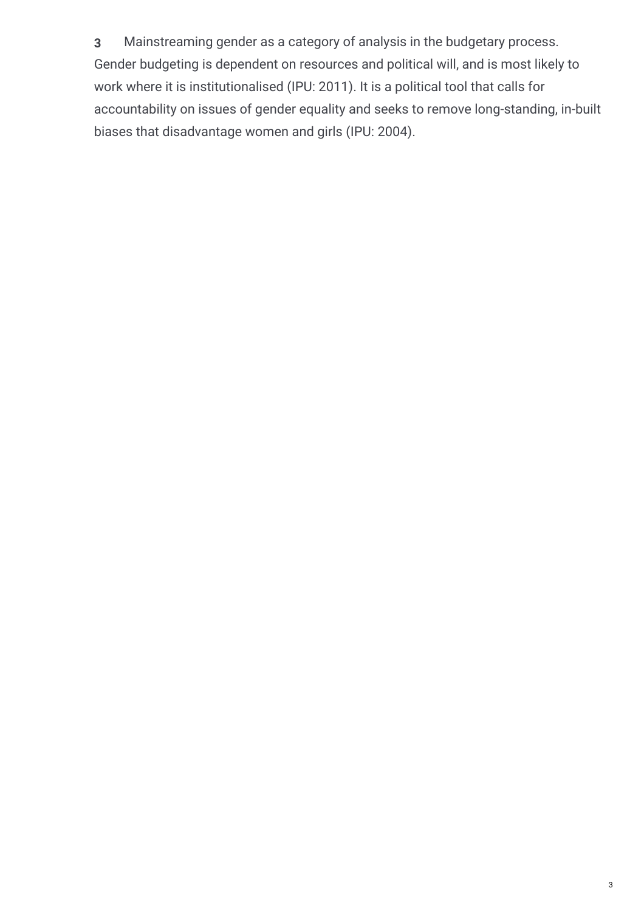**3** Mainstreaming gender as a category of analysis in the budgetary process. Gender budgeting is dependent on resources and political will, and is most likely to work where it is institutionalised (IPU: 2011). It is a political tool that calls for accountability on issues of gender equality and seeks to remove long-standing, in-built biases that disadvantage women and girls (IPU: 2004).